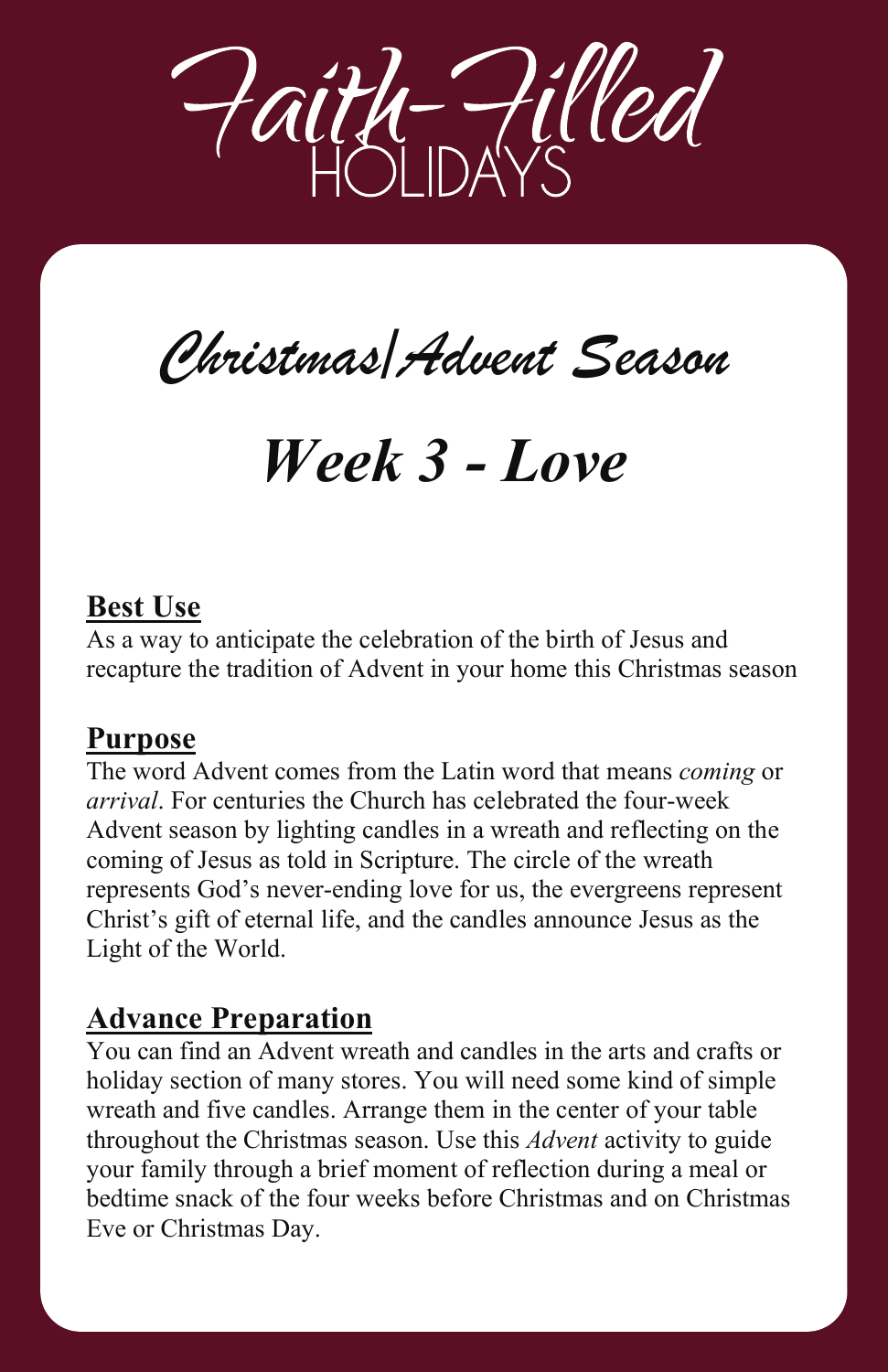# Faith-Filled HOLIDAYS

## *Christmas/Advent Season*

## *Week 3 - Love*

### Best Use

As a way to anticipate the celebration of the birth of Jesus and recapture the tradition of Advent in your home this Christmas season

### Purpose

The word Advent comes from the Latin word that means *coming* or *arrival*. For centuries the Church has celebrated the four-week Advent season by lighting candles in a wreath and reflecting on the coming of Jesus as told in Scripture. The circle of the wreath represents God's never-ending love for us, the evergreens represent Christ's gift of eternal life, and the candles announce Jesus as the Light of the World.

### Advance Preparation

You can find an Advent wreath and candles in the arts and crafts or holiday section of many stores. You will need some kind of simple wreath and five candles. Arrange them in the center of your table throughout the Christmas season. Use this *Advent* activity to guide your family through a brief moment of reflection during a meal or bedtime snack of the four weeks before Christmas and on Christmas Eve or Christmas Day.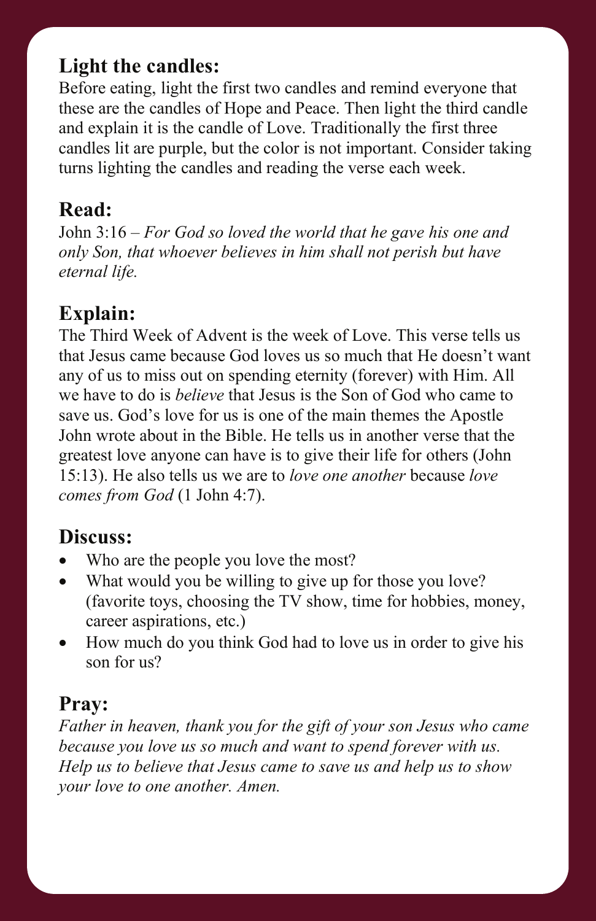## Light the candles:

Before eating, light the first two candles and remind everyone that these are the candles of Hope and Peace. Then light the third candle and explain it is the candle of Love. Traditionally the first three candles lit are purple, but the color is not important. Consider taking turns lighting the candles and reading the verse each week.

## Read:

John 3:16 – *For God so loved the world that he gave his one and only Son, that whoever believes in him shall not perish but have eternal life.*

## Explain:

The Third Week of Advent is the week of Love. This verse tells us that Jesus came because God loves us so much that He doesn't want any of us to miss out on spending eternity (forever) with Him. All we have to do is *believe* that Jesus is the Son of God who came to save us. God's love for us is one of the main themes the Apostle John wrote about in the Bible. He tells us in another verse that the greatest love anyone can have is to give their life for others (John 15:13). He also tells us we are to *love one another* because *love comes from God* (1 John 4:7).

## Discuss:

- Who are the people you love the most?
- What would you be willing to give up for those you love? (favorite toys, choosing the TV show, time for hobbies, money, career aspirations, etc.)
- How much do you think God had to love us in order to give his son for us?

## Pray:

*Father in heaven, thank you for the gift of your son Jesus who came because you love us so much and want to spend forever with us. Help us to believe that Jesus came to save us and help us to show your love to one another. Amen.*